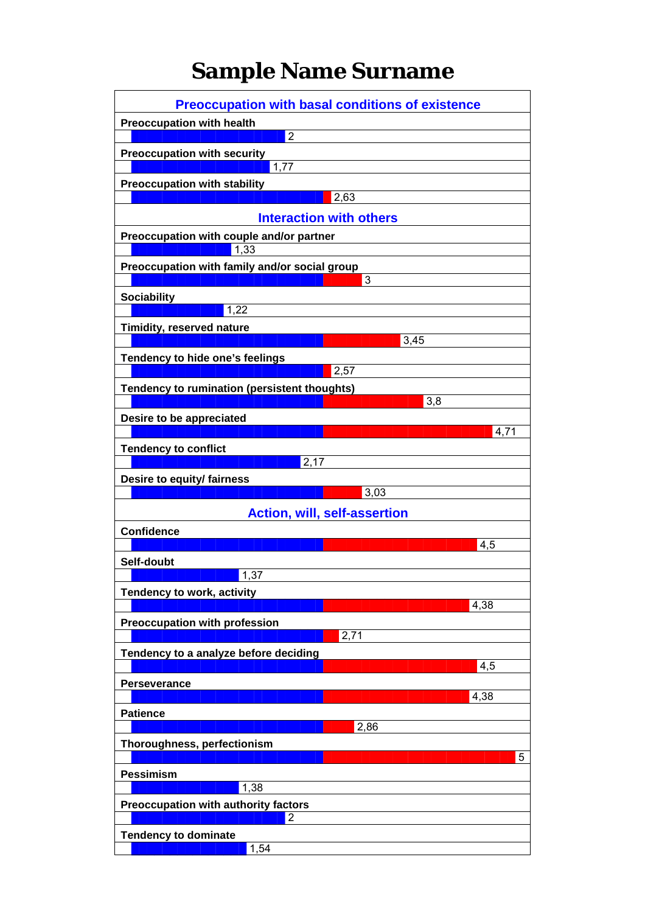# Sample Name Surname

## Preoccupation with basal conditions of existence

| Trait | Score |
|---|---|
| Preoccupation with health | 2 |
| Preoccupation with security | 1,77 |
| Preoccupation with stability | 2,63 |

## Interaction with others

| Trait | Score |
|---|---|
| Preoccupation with couple and/or partner | 1,33 |
| Preoccupation with family and/or social group | 3 |
| Sociability | 1,22 |
| Timidity, reserved nature | 3,45 |
| Tendency to hide one's feelings | 2,57 |
| Tendency to rumination (persistent thoughts) | 3,8 |
| Desire to be appreciated | 4,71 |
| Tendency to conflict | 2,17 |
| Desire to equity/ fairness | 3,03 |

## Action, will, self-assertion

| Trait | Score |
|---|---|
| Confidence | 4,5 |
| Self-doubt | 1,37 |
| Tendency to work, activity | 4,38 |
| Preoccupation with profession | 2,71 |
| Tendency to a analyze before deciding | 4,5 |
| Perseverance | 4,38 |
| Patience | 2,86 |
| Thoroughness, perfectionism | 5 |
| Pessimism | 1,38 |
| Preoccupation with authority factors | 2 |
| Tendency to dominate | 1,54 |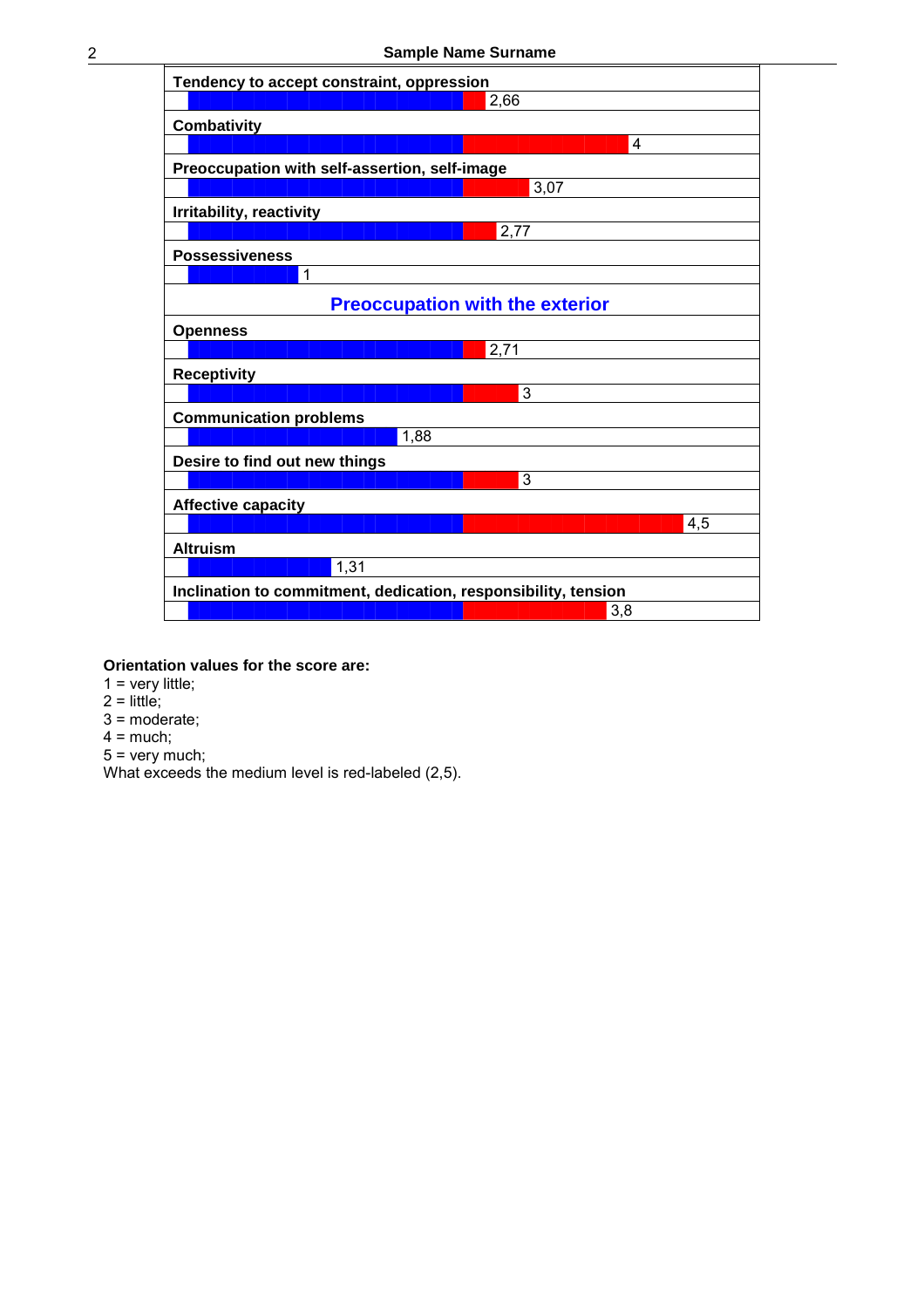Tendency to accept constraint, oppression

2,66

Combativity

4

Preoccupation with self-assertion, self-image

3,07

Irritability, reactivity

2,77

Possessiveness

1

## Preoccupation with the exterior

Openness

2,71

Receptivity

3

Communication problems

1,88

Desire to find out new things

3

Affective capacity

4,5

Altruism

1,31

Inclination to commitment, dedication, responsibility, tension

3,8

**Orientation values for the score are:**

1 = very little;
2 = little;
3 = moderate;
4 = much;
5 = very much;
What exceeds the medium level is red-labeled (2,5).